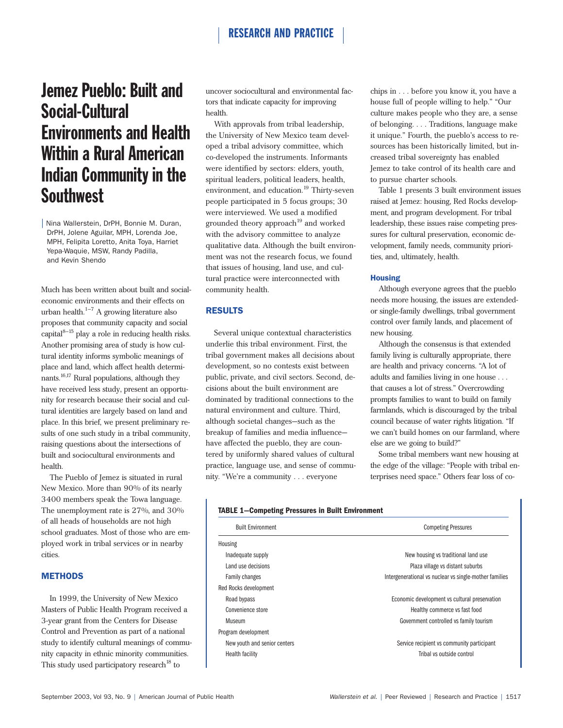# Jemez Pueblo: Built and Social-Cultural Environments and Health Within a Rural American Indian Community in the Southwest

Nina Wallerstein, DrPH, Bonnie M. Duran, DrPH, Jolene Aguilar, MPH, Lorenda Joe, MPH, Felipita Loretto, Anita Toya, Harriet Yepa-Waquie, MSW, Randy Padilla, and Kevin Shendo

Much has been written about built and social-economic environments and their effects on urban health.[1–7] A growing literature also proposes that community capacity and social capital[8–15] play a role in reducing health risks. Another promising area of study is how cultural identity informs symbolic meanings of place and land, which affect health determinants.[16,17] Rural populations, although they have received less study, present an opportunity for research because their social and cultural identities are largely based on land and place. In this brief, we present preliminary results of one such study in a tribal community, raising questions about the intersections of built and sociocultural environments and health.

The Pueblo of Jemez is situated in rural New Mexico. More than 90% of its nearly 3400 members speak the Towa language. The unemployment rate is 27%, and 30% of all heads of households are not high school graduates. Most of those who are employed work in tribal services or in nearby cities.

## METHODS

In 1999, the University of New Mexico Masters of Public Health Program received a 3-year grant from the Centers for Disease Control and Prevention as part of a national study to identify cultural meanings of community capacity in ethnic minority communities. This study used participatory research[18] to uncover sociocultural and environmental factors that indicate capacity for improving health.

With approvals from tribal leadership, the University of New Mexico team developed a tribal advisory committee, which co-developed the instruments. Informants were identified by sectors: elders, youth, spiritual leaders, political leaders, health, environment, and education.[19] Thirty-seven people participated in 5 focus groups; 30 were interviewed. We used a modified grounded theory approach[19] and worked with the advisory committee to analyze qualitative data. Although the built environment was not the research focus, we found that issues of housing, land use, and cultural practice were interconnected with community health.

## RESULTS

Several unique contextual characteristics underlie this tribal environment. First, the tribal government makes all decisions about development, so no contests exist between public, private, and civil sectors. Second, decisions about the built environment are dominated by traditional connections to the natural environment and culture. Third, although societal changes—such as the breakup of families and media influence—have affected the pueblo, they are countered by uniformly shared values of cultural practice, language use, and sense of community. "We're a community . . . everyone chips in . . . before you know it, you have a house full of people willing to help." "Our culture makes people who they are, a sense of belonging. . . . Traditions, language make it unique." Fourth, the pueblo's access to resources has been historically limited, but increased tribal sovereignty has enabled Jemez to take control of its health care and to pursue charter schools.

Table 1 presents 3 built environment issues raised at Jemez: housing, Red Rocks development, and program development. For tribal leadership, these issues raise competing pressures for cultural preservation, economic development, family needs, community priorities, and, ultimately, health.

**TABLE 1—Competing Pressures in Built Environment**

| Built Environment | Competing Pressures |
|---|---|
| Housing | |
| Inadequate supply | New housing vs traditional land use |
| Land use decisions | Plaza village vs distant suburbs |
| Family changes | Intergenerational vs nuclear vs single-mother families |
| Red Rocks development | |
| Road bypass | Economic development vs cultural preservation |
| Convenience store | Healthy commerce vs fast food |
| Museum | Government controlled vs family tourism |
| Program development | |
| New youth and senior centers | Service recipient vs community participant |
| Health facility | Tribal vs outside control |

### Housing

Although everyone agrees that the pueblo needs more housing, the issues are extended- or single-family dwellings, tribal government control over family lands, and placement of new housing.

Although the consensus is that extended family living is culturally appropriate, there are health and privacy concerns. "A lot of adults and families living in one house . . . that causes a lot of stress." Overcrowding prompts families to want to build on family farmlands, which is discouraged by the tribal council because of water rights litigation. "If we can't build homes on our farmland, where else are we going to build?"

Some tribal members want new housing at the edge of the village: "People with tribal enterprises need space." Others fear loss of co-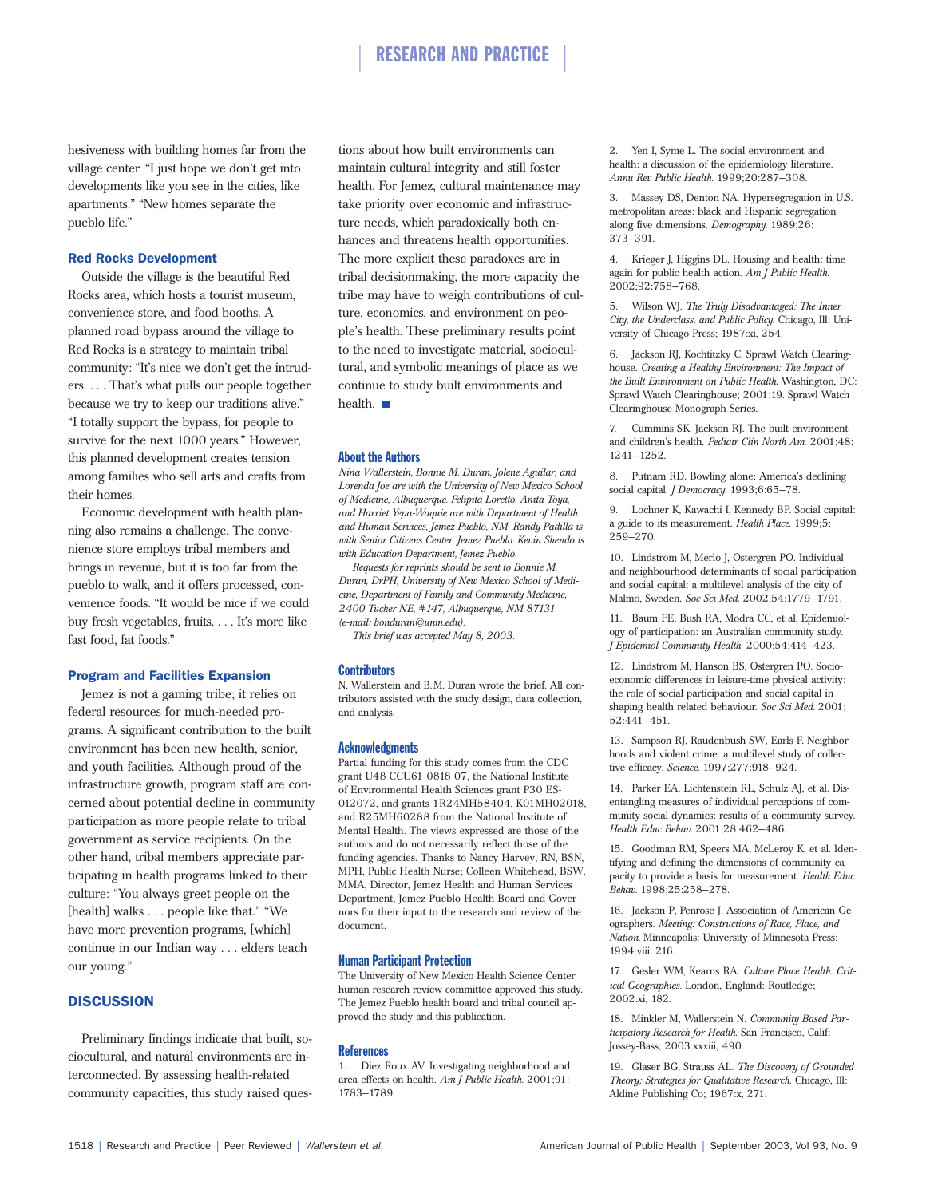hesiveness with building homes far from the village center. "I just hope we don't get into developments like you see in the cities, like apartments." "New homes separate the pueblo life."

### Red Rocks Development

Outside the village is the beautiful Red Rocks area, which hosts a tourist museum, convenience store, and food booths. A planned road bypass around the village to Red Rocks is a strategy to maintain tribal community: "It's nice we don't get the intruders. . . . That's what pulls our people together because we try to keep our traditions alive." "I totally support the bypass, for people to survive for the next 1000 years." However, this planned development creates tension among families who sell arts and crafts from their homes.

Economic development with health planning also remains a challenge. The convenience store employs tribal members and brings in revenue, but it is too far from the pueblo to walk, and it offers processed, convenience foods. "It would be nice if we could buy fresh vegetables, fruits. . . . It's more like fast food, fat foods."

### Program and Facilities Expansion

Jemez is not a gaming tribe; it relies on federal resources for much-needed programs. A significant contribution to the built environment has been new health, senior, and youth facilities. Although proud of the infrastructure growth, program staff are concerned about potential decline in community participation as more people relate to tribal government as service recipients. On the other hand, tribal members appreciate participating in health programs linked to their culture: "You always greet people on the [health] walks . . . people like that." "We have more prevention programs, [which] continue in our Indian way . . . elders teach our young."

## DISCUSSION

Preliminary findings indicate that built, sociocultural, and natural environments are interconnected. By assessing health-related community capacities, this study raised questions about how built environments can maintain cultural integrity and still foster health. For Jemez, cultural maintenance may take priority over economic and infrastructure needs, which paradoxically both enhances and threatens health opportunities. The more explicit these paradoxes are in tribal decisionmaking, the more capacity the tribe may have to weigh contributions of culture, economics, and environment on people's health. These preliminary results point to the need to investigate material, sociocultural, and symbolic meanings of place as we continue to study built environments and health. ■

### About the Authors

*Nina Wallerstein, Bonnie M. Duran, Jolene Aguilar, and Lorenda Joe are with the University of New Mexico School of Medicine, Albuquerque. Felipita Loretto, Anita Toya, and Harriet Yepa-Waquie are with Department of Health and Human Services, Jemez Pueblo, NM. Randy Padilla is with Senior Citizens Center, Jemez Pueblo. Kevin Shendo is with Education Department, Jemez Pueblo.*

*Requests for reprints should be sent to Bonnie M. Duran, DrPH, University of New Mexico School of Medicine, Department of Family and Community Medicine, 2400 Tucker NE, #147, Albuquerque, NM 87131 (e-mail: bonduran@unm.edu).*

*This brief was accepted May 8, 2003.*

### Contributors

N. Wallerstein and B.M. Duran wrote the brief. All contributors assisted with the study design, data collection, and analysis.

### Acknowledgments

Partial funding for this study comes from the CDC grant U48 CCU61 0818 07, the National Institute of Environmental Health Sciences grant P30 ES-012072, and grants 1R24MH58404, K01MH02018, and R25MH60288 from the National Institute of Mental Health. The views expressed are those of the authors and do not necessarily reflect those of the funding agencies. Thanks to Nancy Harvey, RN, BSN, MPH, Public Health Nurse; Colleen Whitehead, BSW, MMA, Director, Jemez Health and Human Services Department, Jemez Pueblo Health Board and Governors for their input to the research and review of the document.

### Human Participant Protection

The University of New Mexico Health Science Center human research review committee approved this study. The Jemez Pueblo health board and tribal council approved the study and this publication.

### References

1. Diez Roux AV. Investigating neighborhood and area effects on health. *Am J Public Health.* 2001;91: 1783–1789.
2. Yen I, Syme L. The social environment and health: a discussion of the epidemiology literature. *Annu Rev Public Health.* 1999;20:287–308.
3. Massey DS, Denton NA. Hypersegregation in U.S. metropolitan areas: black and Hispanic segregation along five dimensions. *Demography.* 1989;26: 373–391.
4. Krieger J, Higgins DL. Housing and health: time again for public health action. *Am J Public Health.* 2002;92:758–768.
5. Wilson WJ. *The Truly Disadvantaged: The Inner City, the Underclass, and Public Policy.* Chicago, Ill: University of Chicago Press; 1987:xi, 254.
6. Jackson RJ, Kochtitzky C, Sprawl Watch Clearinghouse. *Creating a Healthy Environment: The Impact of the Built Environment on Public Health.* Washington, DC: Sprawl Watch Clearinghouse; 2001:19. Sprawl Watch Clearinghouse Monograph Series.
7. Cummins SK, Jackson RJ. The built environment and children's health. *Pediatr Clin North Am.* 2001;48: 1241–1252.
8. Putnam RD. Bowling alone: America's declining social capital. *J Democracy.* 1993;6:65–78.
9. Lochner K, Kawachi I, Kennedy BP. Social capital: a guide to its measurement. *Health Place.* 1999;5: 259–270.
10. Lindstrom M, Merlo J, Ostergren PO. Individual and neighbourhood determinants of social participation and social capital: a multilevel analysis of the city of Malmo, Sweden. *Soc Sci Med.* 2002;54:1779–1791.
11. Baum FE, Bush RA, Modra CC, et al. Epidemiology of participation: an Australian community study. *J Epidemiol Community Health.* 2000;54:414–423.
12. Lindstrom M, Hanson BS, Ostergren PO. Socioeconomic differences in leisure-time physical activity: the role of social participation and social capital in shaping health related behaviour. *Soc Sci Med.* 2001; 52:441–451.
13. Sampson RJ, Raudenbush SW, Earls F. Neighborhoods and violent crime: a multilevel study of collective efficacy. *Science.* 1997;277:918–924.
14. Parker EA, Lichtenstein RL, Schulz AJ, et al. Disentangling measures of individual perceptions of community social dynamics: results of a community survey. *Health Educ Behav.* 2001;28:462–486.
15. Goodman RM, Speers MA, McLeroy K, et al. Identifying and defining the dimensions of community capacity to provide a basis for measurement. *Health Educ Behav.* 1998;25:258–278.
16. Jackson P, Penrose J, Association of American Geographers. *Meeting: Constructions of Race, Place, and Nation.* Minneapolis: University of Minnesota Press; 1994:viii, 216.
17. Gesler WM, Kearns RA. *Culture Place Health: Critical Geographies.* London, England: Routledge; 2002:xi, 182.
18. Minkler M, Wallerstein N. *Community Based Participatory Research for Health.* San Francisco, Calif: Jossey-Bass; 2003:xxxiii, 490.
19. Glaser BG, Strauss AL. *The Discovery of Grounded Theory; Strategies for Qualitative Research.* Chicago, Ill: Aldine Publishing Co; 1967:x, 271.